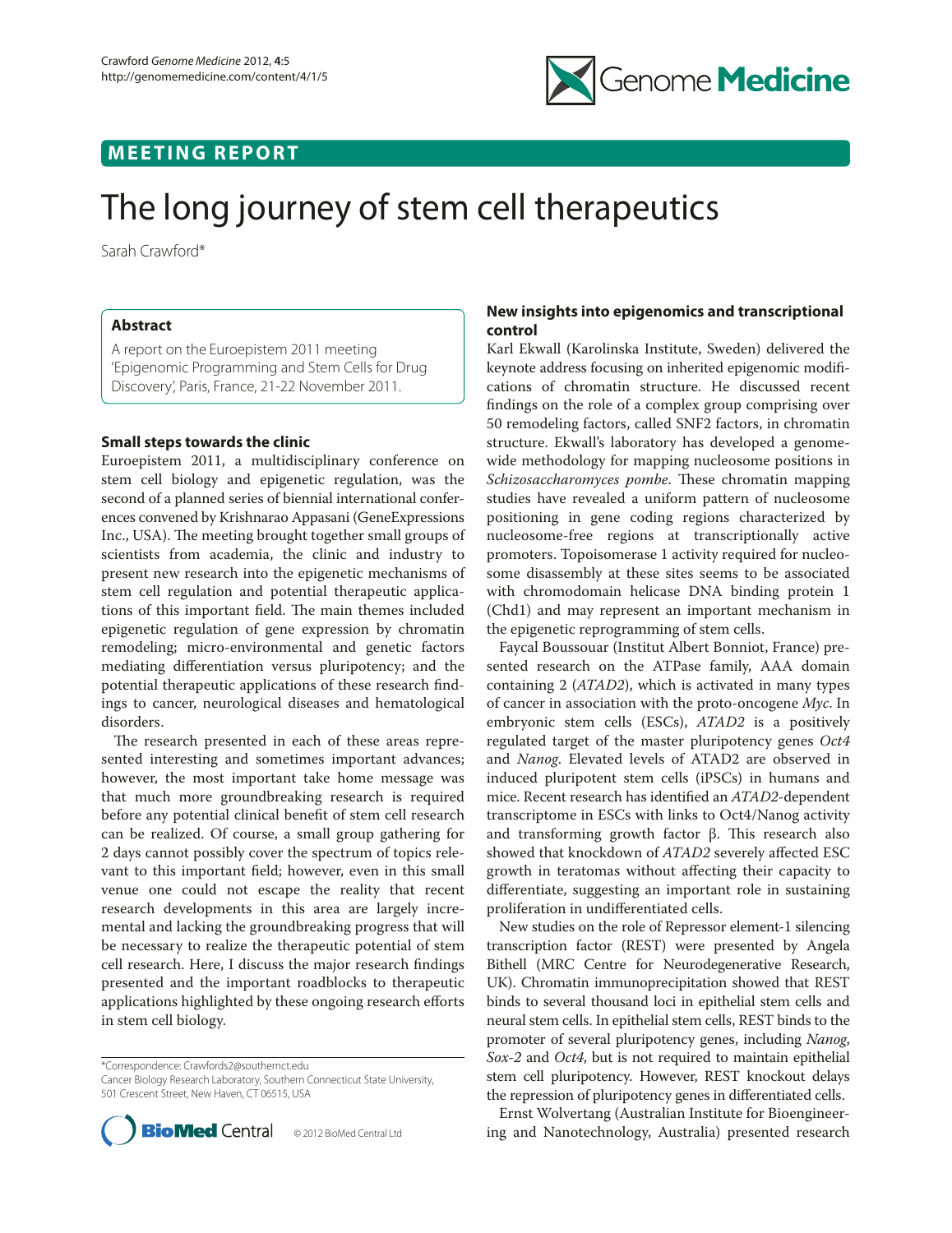MEETING REPORT

# The long journey of stem cell therapeutics

Sarah Crawford*

## Abstract

A report on the Euroepistem 2011 meeting 'Epigenomic Programming and Stem Cells for Drug Discovery', Paris, France, 21-22 November 2011.

## Small steps towards the clinic

Euroepistem 2011, a multidisciplinary conference on stem cell biology and epigenetic regulation, was the second of a planned series of biennial international conferences convened by Krishnarao Appasani (GeneExpressions Inc., USA). The meeting brought together small groups of scientists from academia, the clinic and industry to present new research into the epigenetic mechanisms of stem cell regulation and potential therapeutic applications of this important field. The main themes included epigenetic regulation of gene expression by chromatin remodeling; micro-environmental and genetic factors mediating differentiation versus pluripotency; and the potential therapeutic applications of these research findings to cancer, neurological diseases and hematological disorders.

The research presented in each of these areas represented interesting and sometimes important advances; however, the most important take home message was that much more groundbreaking research is required before any potential clinical benefit of stem cell research can be realized. Of course, a small group gathering for 2 days cannot possibly cover the spectrum of topics relevant to this important field; however, even in this small venue one could not escape the reality that recent research developments in this area are largely incremental and lacking the groundbreaking progress that will be necessary to realize the therapeutic potential of stem cell research. Here, I discuss the major research findings presented and the important roadblocks to therapeutic applications highlighted by these ongoing research efforts in stem cell biology.

*Correspondence: Crawfords2@southernct.edu
Cancer Biology Research Laboratory, Southern Connecticut State University, 501 Crescent Street, New Haven, CT 06515, USA

© 2012 BioMed Central Ltd

## New insights into epigenomics and transcriptional control

Karl Ekwall (Karolinska Institute, Sweden) delivered the keynote address focusing on inherited epigenomic modifications of chromatin structure. He discussed recent findings on the role of a complex group comprising over 50 remodeling factors, called SNF2 factors, in chromatin structure. Ekwall's laboratory has developed a genome-wide methodology for mapping nucleosome positions in *Schizosaccharomyces pombe*. These chromatin mapping studies have revealed a uniform pattern of nucleosome positioning in gene coding regions characterized by nucleosome-free regions at transcriptionally active promoters. Topoisomerase 1 activity required for nucleosome disassembly at these sites seems to be associated with chromodomain helicase DNA binding protein 1 (Chd1) and may represent an important mechanism in the epigenetic reprogramming of stem cells.

Faycal Boussouar (Institut Albert Bonniot, France) presented research on the ATPase family, AAA domain containing 2 (*ATAD2*), which is activated in many types of cancer in association with the proto-oncogene *Myc*. In embryonic stem cells (ESCs), *ATAD2* is a positively regulated target of the master pluripotency genes *Oct4* and *Nanog*. Elevated levels of ATAD2 are observed in induced pluripotent stem cells (iPSCs) in humans and mice. Recent research has identified an *ATAD2*-dependent transcriptome in ESCs with links to Oct4/Nanog activity and transforming growth factor β. This research also showed that knockdown of *ATAD2* severely affected ESC growth in teratomas without affecting their capacity to differentiate, suggesting an important role in sustaining proliferation in undifferentiated cells.

New studies on the role of Repressor element-1 silencing transcription factor (REST) were presented by Angela Bithell (MRC Centre for Neurodegenerative Research, UK). Chromatin immunoprecipitation showed that REST binds to several thousand loci in epithelial stem cells and neural stem cells. In epithelial stem cells, REST binds to the promoter of several pluripotency genes, including *Nanog, Sox-2* and *Oct4*, but is not required to maintain epithelial stem cell pluripotency. However, REST knockout delays the repression of pluripotency genes in differentiated cells.

Ernst Wolvertang (Australian Institute for Bioengineering and Nanotechnology, Australia) presented research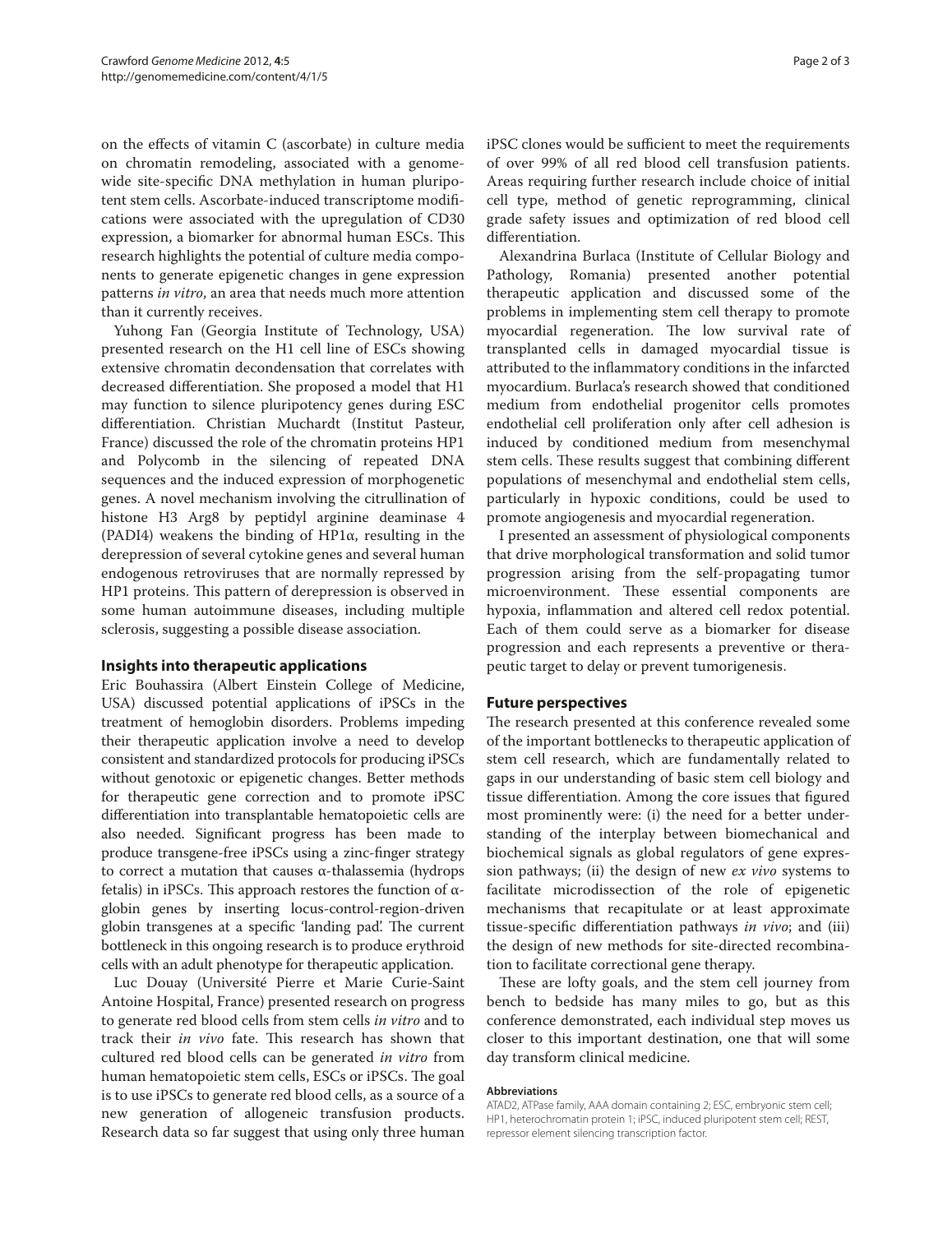on the effects of vitamin C (ascorbate) in culture media on chromatin remodeling, associated with a genome-wide site-specific DNA methylation in human pluripotent stem cells. Ascorbate-induced transcriptome modifications were associated with the upregulation of CD30 expression, a biomarker for abnormal human ESCs. This research highlights the potential of culture media components to generate epigenetic changes in gene expression patterns *in vitro*, an area that needs much more attention than it currently receives.

Yuhong Fan (Georgia Institute of Technology, USA) presented research on the H1 cell line of ESCs showing extensive chromatin decondensation that correlates with decreased differentiation. She proposed a model that H1 may function to silence pluripotency genes during ESC differentiation. Christian Muchardt (Institut Pasteur, France) discussed the role of the chromatin proteins HP1 and Polycomb in the silencing of repeated DNA sequences and the induced expression of morphogenetic genes. A novel mechanism involving the citrullination of histone H3 Arg8 by peptidyl arginine deaminase 4 (PADI4) weakens the binding of HP1α, resulting in the derepression of several cytokine genes and several human endogenous retroviruses that are normally repressed by HP1 proteins. This pattern of derepression is observed in some human autoimmune diseases, including multiple sclerosis, suggesting a possible disease association.

## Insights into therapeutic applications

Eric Bouhassira (Albert Einstein College of Medicine, USA) discussed potential applications of iPSCs in the treatment of hemoglobin disorders. Problems impeding their therapeutic application involve a need to develop consistent and standardized protocols for producing iPSCs without genotoxic or epigenetic changes. Better methods for therapeutic gene correction and to promote iPSC differentiation into transplantable hematopoietic cells are also needed. Significant progress has been made to produce transgene-free iPSCs using a zinc-finger strategy to correct a mutation that causes α-thalassemia (hydrops fetalis) in iPSCs. This approach restores the function of α-globin genes by inserting locus-control-region-driven globin transgenes at a specific 'landing pad'. The current bottleneck in this ongoing research is to produce erythroid cells with an adult phenotype for therapeutic application.

Luc Douay (Université Pierre et Marie Curie-Saint Antoine Hospital, France) presented research on progress to generate red blood cells from stem cells *in vitro* and to track their *in vivo* fate. This research has shown that cultured red blood cells can be generated *in vitro* from human hematopoietic stem cells, ESCs or iPSCs. The goal is to use iPSCs to generate red blood cells, as a source of a new generation of allogeneic transfusion products. Research data so far suggest that using only three human iPSC clones would be sufficient to meet the requirements of over 99% of all red blood cell transfusion patients. Areas requiring further research include choice of initial cell type, method of genetic reprogramming, clinical grade safety issues and optimization of red blood cell differentiation.

Alexandrina Burlaca (Institute of Cellular Biology and Pathology, Romania) presented another potential therapeutic application and discussed some of the problems in implementing stem cell therapy to promote myocardial regeneration. The low survival rate of transplanted cells in damaged myocardial tissue is attributed to the inflammatory conditions in the infarcted myocardium. Burlaca's research showed that conditioned medium from endothelial progenitor cells promotes endothelial cell proliferation only after cell adhesion is induced by conditioned medium from mesenchymal stem cells. These results suggest that combining different populations of mesenchymal and endothelial stem cells, particularly in hypoxic conditions, could be used to promote angiogenesis and myocardial regeneration.

I presented an assessment of physiological components that drive morphological transformation and solid tumor progression arising from the self-propagating tumor microenvironment. These essential components are hypoxia, inflammation and altered cell redox potential. Each of them could serve as a biomarker for disease progression and each represents a preventive or therapeutic target to delay or prevent tumorigenesis.

## Future perspectives

The research presented at this conference revealed some of the important bottlenecks to therapeutic application of stem cell research, which are fundamentally related to gaps in our understanding of basic stem cell biology and tissue differentiation. Among the core issues that figured most prominently were: (i) the need for a better understanding of the interplay between biomechanical and biochemical signals as global regulators of gene expression pathways; (ii) the design of new *ex vivo* systems to facilitate microdissection of the role of epigenetic mechanisms that recapitulate or at least approximate tissue-specific differentiation pathways *in vivo*; and (iii) the design of new methods for site-directed recombination to facilitate correctional gene therapy.

These are lofty goals, and the stem cell journey from bench to bedside has many miles to go, but as this conference demonstrated, each individual step moves us closer to this important destination, one that will some day transform clinical medicine.

#### Abbreviations

ATAD2, ATPase family, AAA domain containing 2; ESC, embryonic stem cell; HP1, heterochromatin protein 1; iPSC, induced pluripotent stem cell; REST, repressor element silencing transcription factor.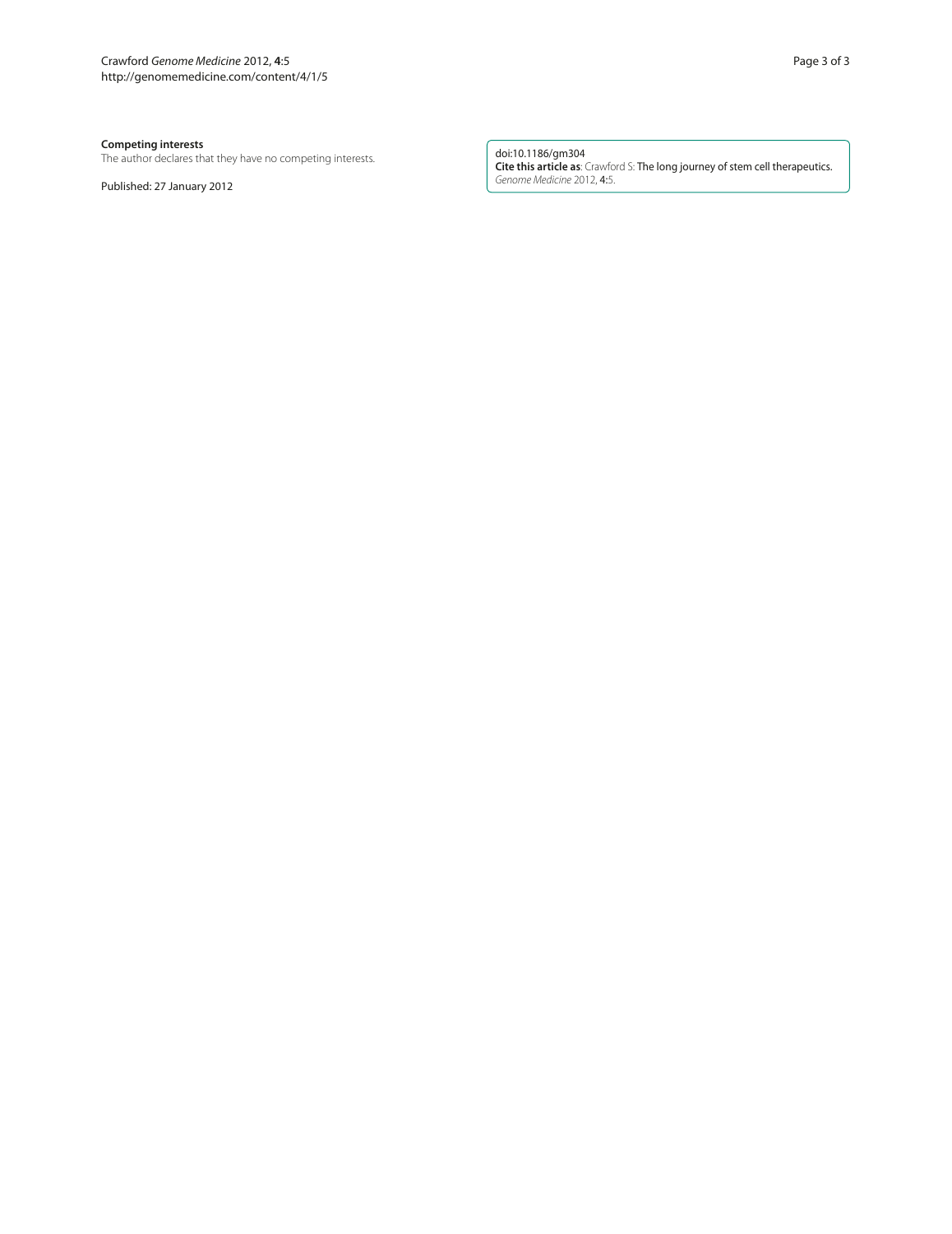**Competing interests**

The author declares that they have no competing interests.

Published: 27 January 2012

doi:10.1186/gm304

**Cite this article as**: Crawford S: The long journey of stem cell therapeutics. *Genome Medicine* 2012, **4**:5.